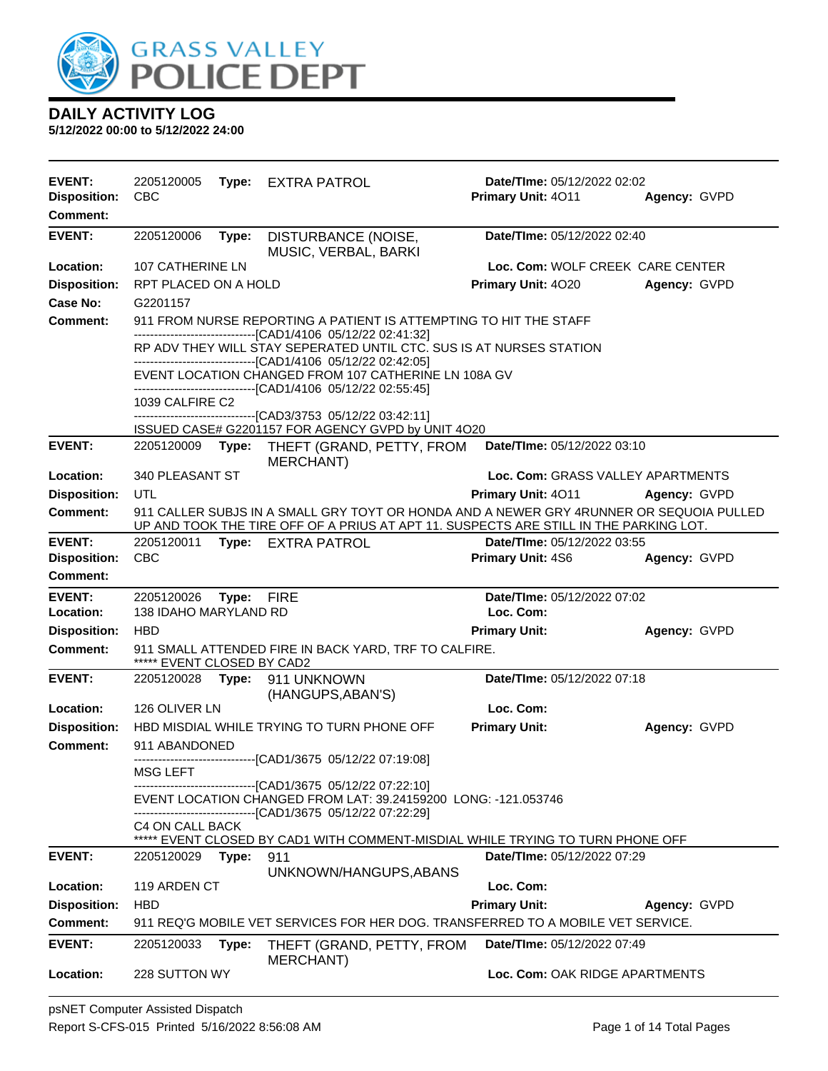# GRASS VALLEY POLICE DEPT

## DAILY ACTIVITY LOG

**5/12/2022 00:00 to 5/12/2022 24:00**

---

**EVENT:** 2205120005 **Type:** EXTRA PATROL **Date/TIme:** 05/12/2022 02:02
**Disposition:** CBC **Primary Unit:** 4O11 **Agency:** GVPD
**Comment:**

---

**EVENT:** 2205120006 **Type:** DISTURBANCE (NOISE, MUSIC, VERBAL, BARKI **Date/TIme:** 05/12/2022 02:40
**Location:** 107 CATHERINE LN **Loc. Com:** WOLF CREEK CARE CENTER
**Disposition:** RPT PLACED ON A HOLD **Primary Unit:** 4O20 **Agency:** GVPD
**Case No:** G2201157
**Comment:** 911 FROM NURSE REPORTING A PATIENT IS ATTEMPTING TO HIT THE STAFF
------------------------------[CAD1/4106 05/12/22 02:41:32]
RP ADV THEY WILL STAY SEPERATED UNTIL CTC. SUS IS AT NURSES STATION
------------------------------[CAD1/4106 05/12/22 02:42:05]
EVENT LOCATION CHANGED FROM 107 CATHERINE LN 108A GV
------------------------------[CAD1/4106 05/12/22 02:55:45]
1039 CALFIRE C2
------------------------------[CAD3/3753 05/12/22 03:42:11]
ISSUED CASE# G2201157 FOR AGENCY GVPD by UNIT 4O20

---

**EVENT:** 2205120009 **Type:** THEFT (GRAND, PETTY, FROM MERCHANT) **Date/TIme:** 05/12/2022 03:10
**Location:** 340 PLEASANT ST **Loc. Com:** GRASS VALLEY APARTMENTS
**Disposition:** UTL **Primary Unit:** 4O11 **Agency:** GVPD
**Comment:** 911 CALLER SUBJS IN A SMALL GRY TOYT OR HONDA AND A NEWER GRY 4RUNNER OR SEQUOIA PULLED UP AND TOOK THE TIRE OFF OF A PRIUS AT APT 11. SUSPECTS ARE STILL IN THE PARKING LOT.

---

**EVENT:** 2205120011 **Type:** EXTRA PATROL **Date/TIme:** 05/12/2022 03:55
**Disposition:** CBC **Primary Unit:** 4S6 **Agency:** GVPD
**Comment:**

---

**EVENT:** 2205120026 **Type:** FIRE **Date/TIme:** 05/12/2022 07:02
**Location:** 138 IDAHO MARYLAND RD **Loc. Com:**
**Disposition:** HBD **Primary Unit:** **Agency:** GVPD
**Comment:** 911 SMALL ATTENDED FIRE IN BACK YARD, TRF TO CALFIRE.
***** EVENT CLOSED BY CAD2

---

**EVENT:** 2205120028 **Type:** 911 UNKNOWN (HANGUPS,ABAN'S) **Date/TIme:** 05/12/2022 07:18
**Location:** 126 OLIVER LN **Loc. Com:**
**Disposition:** HBD MISDIAL WHILE TRYING TO TURN PHONE OFF **Primary Unit:** **Agency:** GVPD
**Comment:** 911 ABANDONED
------------------------------[CAD1/3675 05/12/22 07:19:08]
MSG LEFT
------------------------------[CAD1/3675 05/12/22 07:22:10]
EVENT LOCATION CHANGED FROM LAT: 39.24159200 LONG: -121.053746
------------------------------[CAD1/3675 05/12/22 07:22:29]
C4 ON CALL BACK
***** EVENT CLOSED BY CAD1 WITH COMMENT-MISDIAL WHILE TRYING TO TURN PHONE OFF

---

**EVENT:** 2205120029 **Type:** 911 UNKNOWN/HANGUPS,ABANS **Date/TIme:** 05/12/2022 07:29
**Location:** 119 ARDEN CT **Loc. Com:**
**Disposition:** HBD **Primary Unit:** **Agency:** GVPD
**Comment:** 911 REQ'G MOBILE VET SERVICES FOR HER DOG. TRANSFERRED TO A MOBILE VET SERVICE.

---

**EVENT:** 2205120033 **Type:** THEFT (GRAND, PETTY, FROM MERCHANT) **Date/TIme:** 05/12/2022 07:49
**Location:** 228 SUTTON WY **Loc. Com:** OAK RIDGE APARTMENTS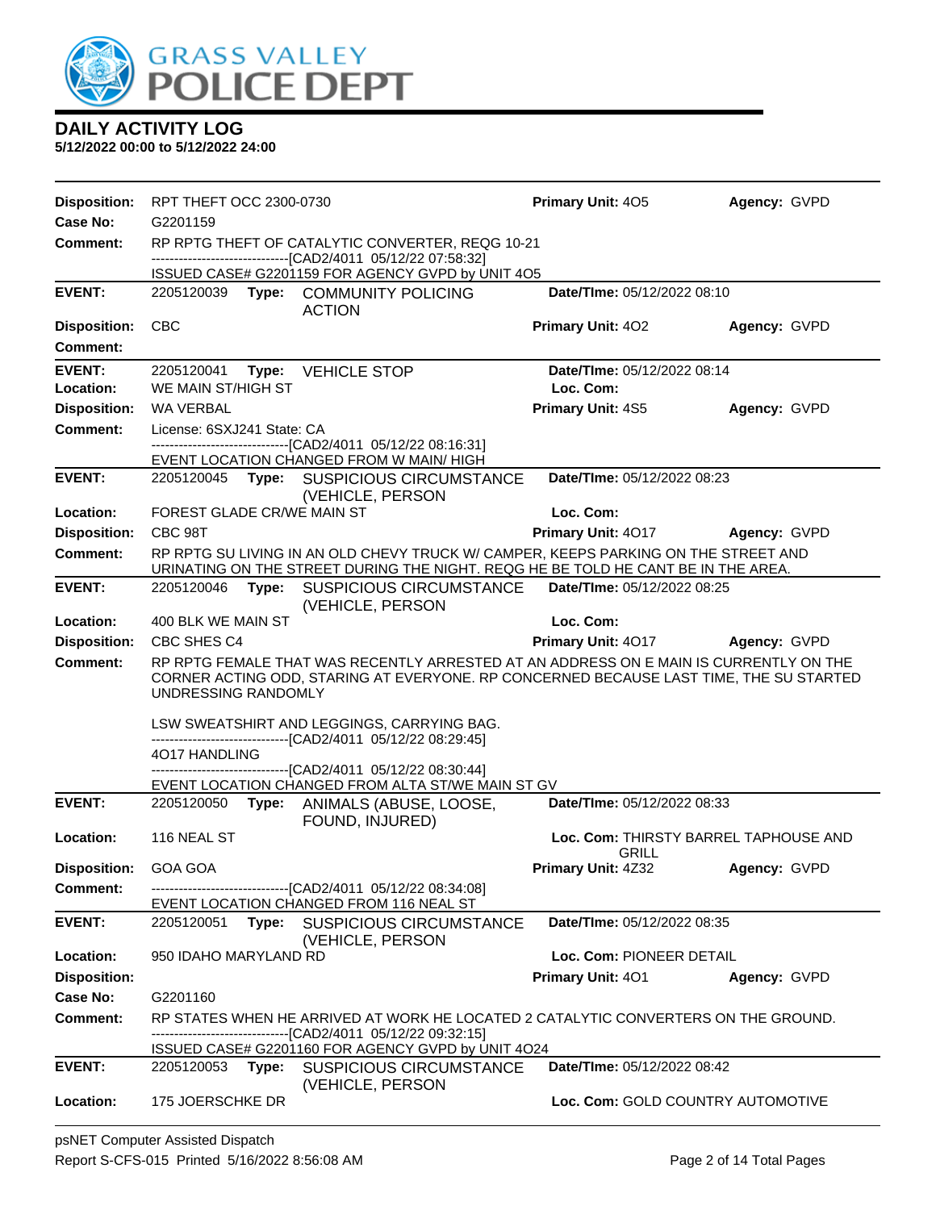## DAILY ACTIVITY LOG

**5/12/2022 00:00 to 5/12/2022 24:00**

**Disposition:** RPT THEFT OCC 2300-0730 **Primary Unit:** 4O5 **Agency:** GVPD
**Case No:** G2201159
**Comment:** RP RPTG THEFT OF CATALYTIC CONVERTER, REQG 10-21
------------------------------[CAD2/4011 05/12/22 07:58:32]
ISSUED CASE# G2201159 FOR AGENCY GVPD by UNIT 4O5

---

**EVENT:** 2205120039 **Type:** COMMUNITY POLICING ACTION **Date/TIme:** 05/12/2022 08:10
**Disposition:** CBC **Primary Unit:** 4O2 **Agency:** GVPD
**Comment:**

---

**EVENT:** 2205120041 **Type:** VEHICLE STOP **Date/TIme:** 05/12/2022 08:14
**Location:** WE MAIN ST/HIGH ST **Loc. Com:**
**Disposition:** WA VERBAL **Primary Unit:** 4S5 **Agency:** GVPD
**Comment:** License: 6SXJ241 State: CA
------------------------------[CAD2/4011 05/12/22 08:16:31]
EVENT LOCATION CHANGED FROM W MAIN/ HIGH

---

**EVENT:** 2205120045 **Type:** SUSPICIOUS CIRCUMSTANCE (VEHICLE, PERSON **Date/TIme:** 05/12/2022 08:23
**Location:** FOREST GLADE CR/WE MAIN ST **Loc. Com:**
**Disposition:** CBC 98T **Primary Unit:** 4O17 **Agency:** GVPD
**Comment:** RP RPTG SU LIVING IN AN OLD CHEVY TRUCK W/ CAMPER, KEEPS PARKING ON THE STREET AND URINATING ON THE STREET DURING THE NIGHT. REQG HE BE TOLD HE CANT BE IN THE AREA.

---

**EVENT:** 2205120046 **Type:** SUSPICIOUS CIRCUMSTANCE (VEHICLE, PERSON **Date/TIme:** 05/12/2022 08:25
**Location:** 400 BLK WE MAIN ST **Loc. Com:**
**Disposition:** CBC SHES C4 **Primary Unit:** 4O17 **Agency:** GVPD
**Comment:** RP RPTG FEMALE THAT WAS RECENTLY ARRESTED AT AN ADDRESS ON E MAIN IS CURRENTLY ON THE CORNER ACTING ODD, STARING AT EVERYONE. RP CONCERNED BECAUSE LAST TIME, THE SU STARTED UNDRESSING RANDOMLY

LSW SWEATSHIRT AND LEGGINGS, CARRYING BAG.
------------------------------[CAD2/4011 05/12/22 08:29:45]
4O17 HANDLING
------------------------------[CAD2/4011 05/12/22 08:30:44]
EVENT LOCATION CHANGED FROM ALTA ST/WE MAIN ST GV

---

**EVENT:** 2205120050 **Type:** ANIMALS (ABUSE, LOOSE, FOUND, INJURED) **Date/TIme:** 05/12/2022 08:33
**Location:** 116 NEAL ST **Loc. Com:** THIRSTY BARREL TAPHOUSE AND GRILL
**Disposition:** GOA GOA **Primary Unit:** 4Z32 **Agency:** GVPD
**Comment:** ------------------------------[CAD2/4011 05/12/22 08:34:08]
EVENT LOCATION CHANGED FROM 116 NEAL ST

---

**EVENT:** 2205120051 **Type:** SUSPICIOUS CIRCUMSTANCE (VEHICLE, PERSON **Date/TIme:** 05/12/2022 08:35
**Location:** 950 IDAHO MARYLAND RD **Loc. Com:** PIONEER DETAIL
**Disposition:** **Primary Unit:** 4O1 **Agency:** GVPD
**Case No:** G2201160
**Comment:** RP STATES WHEN HE ARRIVED AT WORK HE LOCATED 2 CATALYTIC CONVERTERS ON THE GROUND.
------------------------------[CAD2/4011 05/12/22 09:32:15]
ISSUED CASE# G2201160 FOR AGENCY GVPD by UNIT 4O24

---

**EVENT:** 2205120053 **Type:** SUSPICIOUS CIRCUMSTANCE (VEHICLE, PERSON **Date/TIme:** 05/12/2022 08:42
**Location:** 175 JOERSCHKE DR **Loc. Com:** GOLD COUNTRY AUTOMOTIVE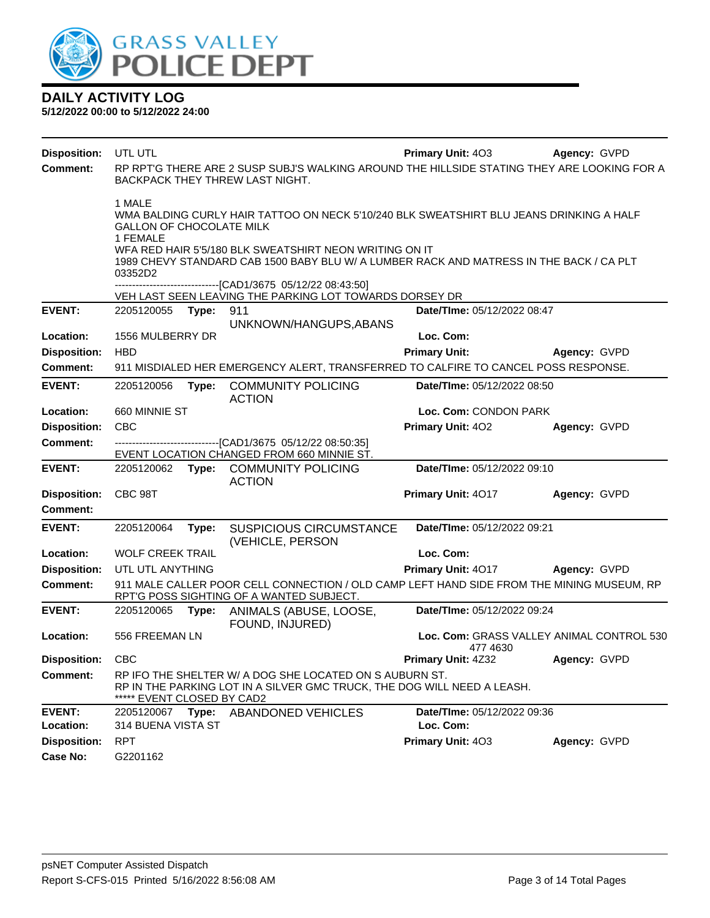# DAILY ACTIVITY LOG
**5/12/2022 00:00 to 5/12/2022 24:00**

**Disposition:** UTL UTL | **Primary Unit:** 4O3 | **Agency:** GVPD

**Comment:** RP RPT'G THERE ARE 2 SUSP SUBJ'S WALKING AROUND THE HILLSIDE STATING THEY ARE LOOKING FOR A BACKPACK THEY THREW LAST NIGHT.

1 MALE
WMA BALDING CURLY HAIR TATTOO ON NECK 5'10/240 BLK SWEATSHIRT BLU JEANS DRINKING A HALF GALLON OF CHOCOLATE MILK
1 FEMALE
WFA RED HAIR 5'5/180 BLK SWEATSHIRT NEON WRITING ON IT
1989 CHEVY STANDARD CAB 1500 BABY BLU W/ A LUMBER RACK AND MATRESS IN THE BACK / CA PLT 03352D2
------------------------------[CAD1/3675 05/12/22 08:43:50]
VEH LAST SEEN LEAVING THE PARKING LOT TOWARDS DORSEY DR

---

**EVENT:** 2205120055 **Type:** 911 UNKNOWN/HANGUPS,ABANS | **Date/TIme:** 05/12/2022 08:47

**Location:** 1556 MULBERRY DR | **Loc. Com:**

**Disposition:** HBD | **Primary Unit:** | **Agency:** GVPD

**Comment:** 911 MISDIALED HER EMERGENCY ALERT, TRANSFERRED TO CALFIRE TO CANCEL POSS RESPONSE.

---

**EVENT:** 2205120056 **Type:** COMMUNITY POLICING ACTION | **Date/TIme:** 05/12/2022 08:50

**Location:** 660 MINNIE ST | **Loc. Com:** CONDON PARK

**Disposition:** CBC | **Primary Unit:** 4O2 | **Agency:** GVPD

**Comment:** ------------------------------[CAD1/3675 05/12/22 08:50:35]
EVENT LOCATION CHANGED FROM 660 MINNIE ST.

---

**EVENT:** 2205120062 **Type:** COMMUNITY POLICING ACTION | **Date/TIme:** 05/12/2022 09:10

**Disposition:** CBC 98T | **Primary Unit:** 4O17 | **Agency:** GVPD

**Comment:**

---

**EVENT:** 2205120064 **Type:** SUSPICIOUS CIRCUMSTANCE (VEHICLE, PERSON | **Date/TIme:** 05/12/2022 09:21

**Location:** WOLF CREEK TRAIL | **Loc. Com:**

**Disposition:** UTL UTL ANYTHING | **Primary Unit:** 4O17 | **Agency:** GVPD

**Comment:** 911 MALE CALLER POOR CELL CONNECTION / OLD CAMP LEFT HAND SIDE FROM THE MINING MUSEUM, RP RPT'G POSS SIGHTING OF A WANTED SUBJECT.

---

**EVENT:** 2205120065 **Type:** ANIMALS (ABUSE, LOOSE, FOUND, INJURED) | **Date/TIme:** 05/12/2022 09:24

**Location:** 556 FREEMAN LN | **Loc. Com:** GRASS VALLEY ANIMAL CONTROL 530 477 4630

**Disposition:** CBC | **Primary Unit:** 4Z32 | **Agency:** GVPD

**Comment:** RP IFO THE SHELTER W/ A DOG SHE LOCATED ON S AUBURN ST.
RP IN THE PARKING LOT IN A SILVER GMC TRUCK, THE DOG WILL NEED A LEASH.
***** EVENT CLOSED BY CAD2

---

**EVENT:** 2205120067 **Type:** ABANDONED VEHICLES | **Date/TIme:** 05/12/2022 09:36

**Location:** 314 BUENA VISTA ST | **Loc. Com:**

**Disposition:** RPT | **Primary Unit:** 4O3 | **Agency:** GVPD

**Case No:** G2201162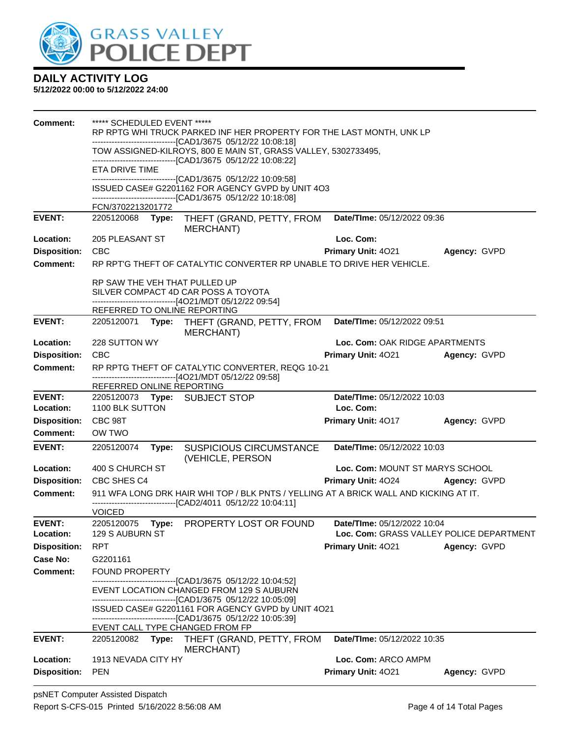# DAILY ACTIVITY LOG

**5/12/2022 00:00 to 5/12/2022 24:00**

**Comment:** ***** SCHEDULED EVENT *****
RP RPTG WHI TRUCK PARKED INF HER PROPERTY FOR THE LAST MONTH, UNK LP
------------------------------[CAD1/3675 05/12/22 10:08:18]
TOW ASSIGNED-KILROYS, 800 E MAIN ST, GRASS VALLEY, 5302733495,
------------------------------[CAD1/3675 05/12/22 10:08:22]
ETA DRIVE TIME
------------------------------[CAD1/3675 05/12/22 10:09:58]
ISSUED CASE# G2201162 FOR AGENCY GVPD by UNIT 4O3
------------------------------[CAD1/3675 05/12/22 10:18:08]
FCN/3702213201772

---

**EVENT:** 2205120068 **Type:** THEFT (GRAND, PETTY, FROM MERCHANT) **Date/TIme:** 05/12/2022 09:36
**Location:** 205 PLEASANT ST **Loc. Com:**
**Disposition:** CBC **Primary Unit:** 4O21 **Agency:** GVPD
**Comment:** RP RPT'G THEFT OF CATALYTIC CONVERTER RP UNABLE TO DRIVE HER VEHICLE.

RP SAW THE VEH THAT PULLED UP
SILVER COMPACT 4D CAR POSS A TOYOTA
------------------------------[4O21/MDT 05/12/22 09:54]
REFERRED TO ONLINE REPORTING

---

**EVENT:** 2205120071 **Type:** THEFT (GRAND, PETTY, FROM MERCHANT) **Date/TIme:** 05/12/2022 09:51
**Location:** 228 SUTTON WY **Loc. Com:** OAK RIDGE APARTMENTS
**Disposition:** CBC **Primary Unit:** 4O21 **Agency:** GVPD
**Comment:** RP RPTG THEFT OF CATALYTIC CONVERTER, REQG 10-21
------------------------------[4O21/MDT 05/12/22 09:58]
REFERRED ONLINE REPORTING

---

**EVENT:** 2205120073 **Type:** SUBJECT STOP **Date/TIme:** 05/12/2022 10:03
**Location:** 1100 BLK SUTTON **Loc. Com:**
**Disposition:** CBC 98T **Primary Unit:** 4O17 **Agency:** GVPD
**Comment:** OW TWO

---

**EVENT:** 2205120074 **Type:** SUSPICIOUS CIRCUMSTANCE (VEHICLE, PERSON **Date/TIme:** 05/12/2022 10:03
**Location:** 400 S CHURCH ST **Loc. Com:** MOUNT ST MARYS SCHOOL
**Disposition:** CBC SHES C4 **Primary Unit:** 4O24 **Agency:** GVPD
**Comment:** 911 WFA LONG DRK HAIR WHI TOP / BLK PNTS / YELLING AT A BRICK WALL AND KICKING AT IT.
------------------------------[CAD2/4011 05/12/22 10:04:11]
VOICED

---

**EVENT:** 2205120075 **Type:** PROPERTY LOST OR FOUND **Date/TIme:** 05/12/2022 10:04
**Location:** 129 S AUBURN ST **Loc. Com:** GRASS VALLEY POLICE DEPARTMENT
**Disposition:** RPT **Primary Unit:** 4O21 **Agency:** GVPD
**Case No:** G2201161
**Comment:** FOUND PROPERTY
------------------------------[CAD1/3675 05/12/22 10:04:52]
EVENT LOCATION CHANGED FROM 129 S AUBURN
------------------------------[CAD1/3675 05/12/22 10:05:09]
ISSUED CASE# G2201161 FOR AGENCY GVPD by UNIT 4O21
------------------------------[CAD1/3675 05/12/22 10:05:39]
EVENT CALL TYPE CHANGED FROM FP

---

**EVENT:** 2205120082 **Type:** THEFT (GRAND, PETTY, FROM MERCHANT) **Date/TIme:** 05/12/2022 10:35
**Location:** 1913 NEVADA CITY HY **Loc. Com:** ARCO AMPM
**Disposition:** PEN **Primary Unit:** 4O21 **Agency:** GVPD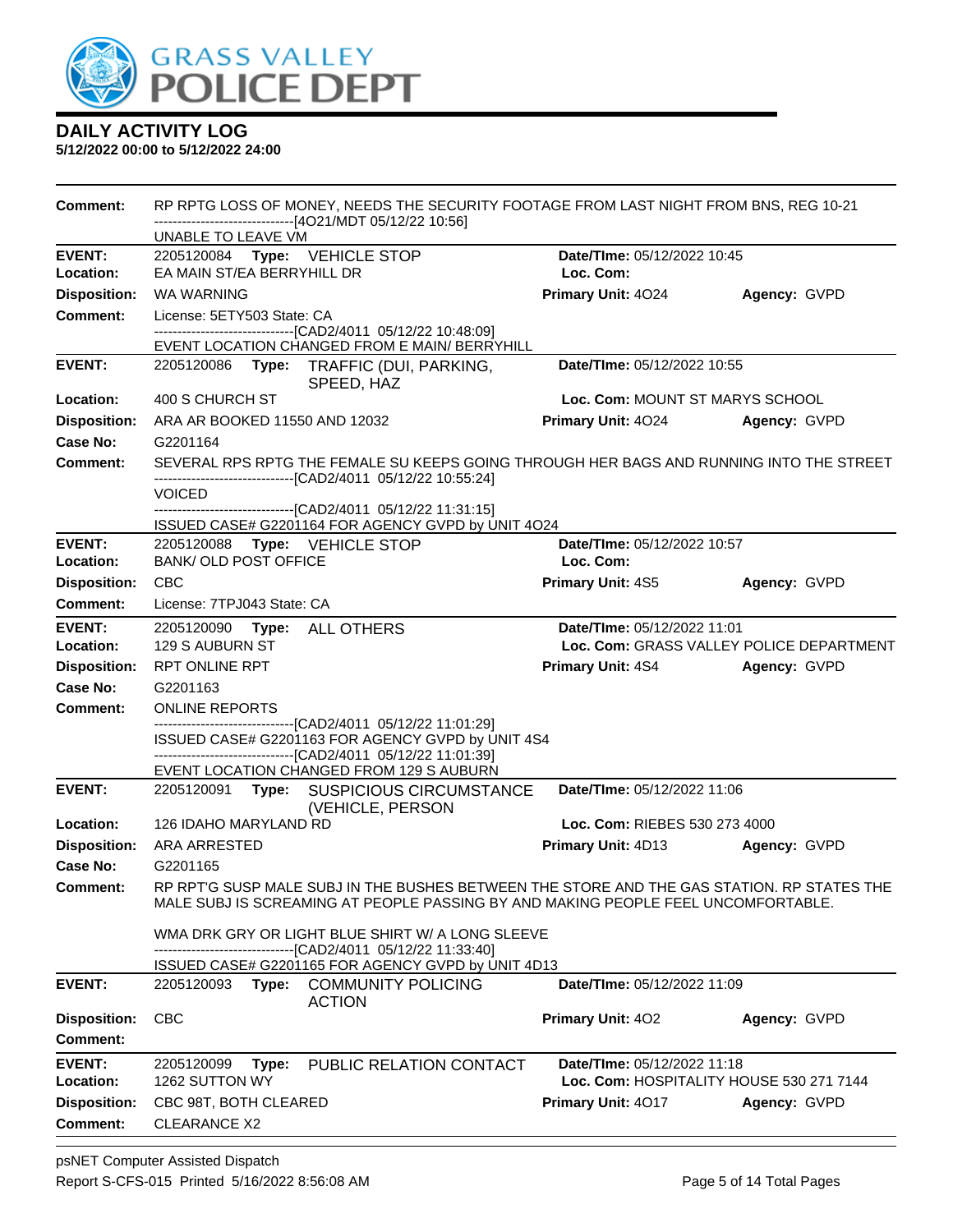**DAILY ACTIVITY LOG**

**5/12/2022 00:00 to 5/12/2022 24:00**

**Comment:** RP RPTG LOSS OF MONEY, NEEDS THE SECURITY FOOTAGE FROM LAST NIGHT FROM BNS, REG 10-21
------------------------------[4O21/MDT 05/12/22 10:56]
UNABLE TO LEAVE VM

---

**EVENT:** 2205120084 **Type:** VEHICLE STOP **Date/TIme:** 05/12/2022 10:45
**Location:** EA MAIN ST/EA BERRYHILL DR **Loc. Com:**
**Disposition:** WA WARNING **Primary Unit:** 4O24 **Agency:** GVPD
**Comment:** License: 5ETY503 State: CA
------------------------------[CAD2/4011 05/12/22 10:48:09]
EVENT LOCATION CHANGED FROM E MAIN/ BERRYHILL

---

**EVENT:** 2205120086 **Type:** TRAFFIC (DUI, PARKING, SPEED, HAZ **Date/TIme:** 05/12/2022 10:55
**Location:** 400 S CHURCH ST **Loc. Com:** MOUNT ST MARYS SCHOOL
**Disposition:** ARA AR BOOKED 11550 AND 12032 **Primary Unit:** 4O24 **Agency:** GVPD
**Case No:** G2201164
**Comment:** SEVERAL RPS RPTG THE FEMALE SU KEEPS GOING THROUGH HER BAGS AND RUNNING INTO THE STREET
------------------------------[CAD2/4011 05/12/22 10:55:24]
VOICED
------------------------------[CAD2/4011 05/12/22 11:31:15]
ISSUED CASE# G2201164 FOR AGENCY GVPD by UNIT 4O24

---

**EVENT:** 2205120088 **Type:** VEHICLE STOP **Date/TIme:** 05/12/2022 10:57
**Location:** BANK/ OLD POST OFFICE **Loc. Com:**
**Disposition:** CBC **Primary Unit:** 4S5 **Agency:** GVPD
**Comment:** License: 7TPJ043 State: CA

---

**EVENT:** 2205120090 **Type:** ALL OTHERS **Date/TIme:** 05/12/2022 11:01
**Location:** 129 S AUBURN ST **Loc. Com:** GRASS VALLEY POLICE DEPARTMENT
**Disposition:** RPT ONLINE RPT **Primary Unit:** 4S4 **Agency:** GVPD
**Case No:** G2201163
**Comment:** ONLINE REPORTS
------------------------------[CAD2/4011 05/12/22 11:01:29]
ISSUED CASE# G2201163 FOR AGENCY GVPD by UNIT 4S4
------------------------------[CAD2/4011 05/12/22 11:01:39]
EVENT LOCATION CHANGED FROM 129 S AUBURN

---

**EVENT:** 2205120091 **Type:** SUSPICIOUS CIRCUMSTANCE (VEHICLE, PERSON **Date/TIme:** 05/12/2022 11:06
**Location:** 126 IDAHO MARYLAND RD **Loc. Com:** RIEBES 530 273 4000
**Disposition:** ARA ARRESTED **Primary Unit:** 4D13 **Agency:** GVPD
**Case No:** G2201165
**Comment:** RP RPT'G SUSP MALE SUBJ IN THE BUSHES BETWEEN THE STORE AND THE GAS STATION. RP STATES THE MALE SUBJ IS SCREAMING AT PEOPLE PASSING BY AND MAKING PEOPLE FEEL UNCOMFORTABLE.

WMA DRK GRY OR LIGHT BLUE SHIRT W/ A LONG SLEEVE
------------------------------[CAD2/4011 05/12/22 11:33:40]
ISSUED CASE# G2201165 FOR AGENCY GVPD by UNIT 4D13

---

**EVENT:** 2205120093 **Type:** COMMUNITY POLICING ACTION **Date/TIme:** 05/12/2022 11:09
**Disposition:** CBC **Primary Unit:** 4O2 **Agency:** GVPD
**Comment:**

---

**EVENT:** 2205120099 **Type:** PUBLIC RELATION CONTACT **Date/TIme:** 05/12/2022 11:18
**Location:** 1262 SUTTON WY **Loc. Com:** HOSPITALITY HOUSE 530 271 7144
**Disposition:** CBC 98T, BOTH CLEARED **Primary Unit:** 4O17 **Agency:** GVPD
**Comment:** CLEARANCE X2

---

psNET Computer Assisted Dispatch
Report S-CFS-015 Printed 5/16/2022 8:56:08 AM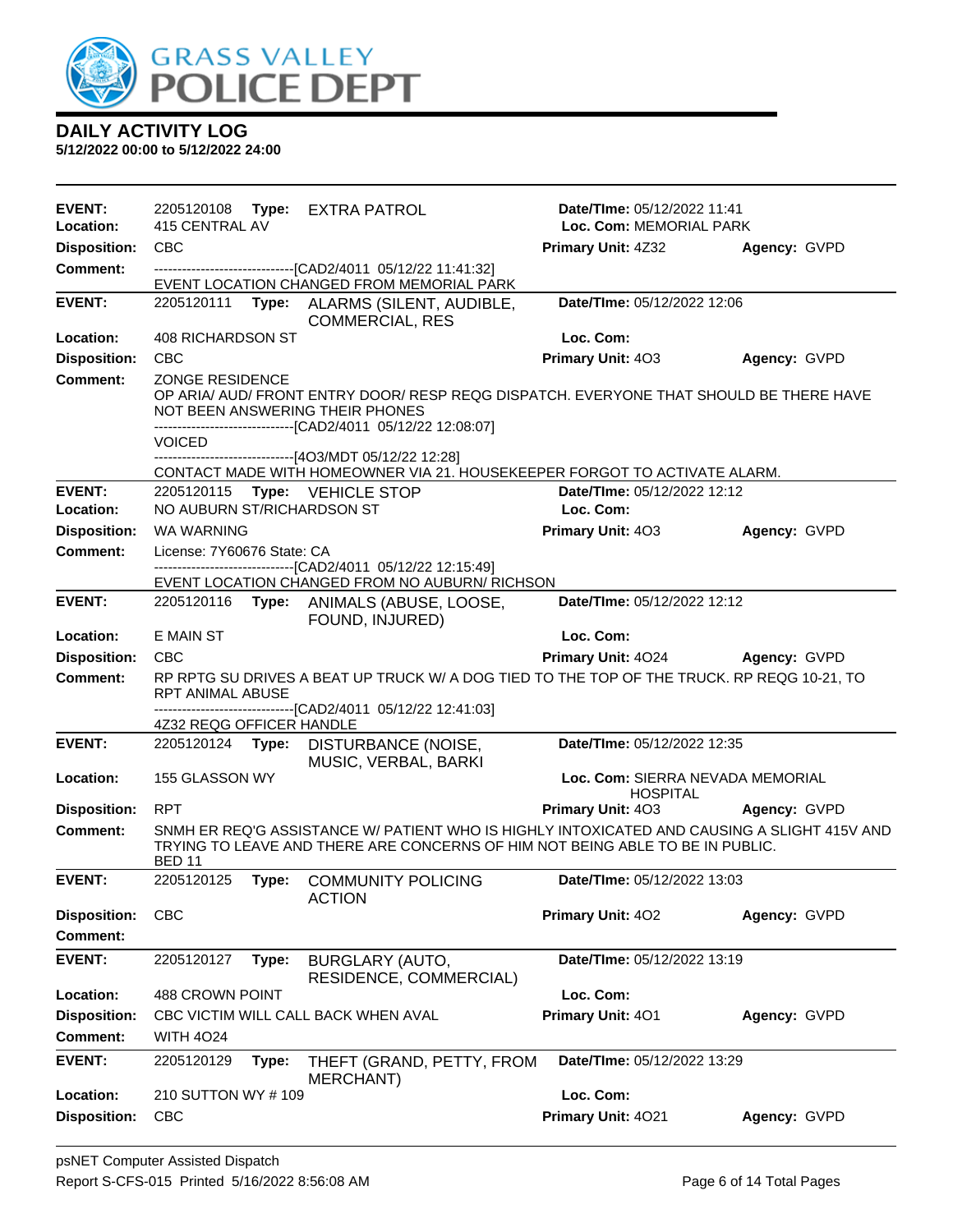# GRASS VALLEY POLICE DEPT

## DAILY ACTIVITY LOG

**5/12/2022 00:00 to 5/12/2022 24:00**

---

**EVENT:** 2205120108 **Type:** EXTRA PATROL **Date/TIme:** 05/12/2022 11:41
**Location:** 415 CENTRAL AV **Loc. Com:** MEMORIAL PARK
**Disposition:** CBC **Primary Unit:** 4Z32 **Agency:** GVPD
**Comment:** ------------------------------[CAD2/4011 05/12/22 11:41:32]
EVENT LOCATION CHANGED FROM MEMORIAL PARK

---

**EVENT:** 2205120111 **Type:** ALARMS (SILENT, AUDIBLE, COMMERCIAL, RES **Date/TIme:** 05/12/2022 12:06
**Location:** 408 RICHARDSON ST **Loc. Com:**
**Disposition:** CBC **Primary Unit:** 4O3 **Agency:** GVPD
**Comment:** ZONGE RESIDENCE
OP ARIA/ AUD/ FRONT ENTRY DOOR/ RESP REQG DISPATCH. EVERYONE THAT SHOULD BE THERE HAVE NOT BEEN ANSWERING THEIR PHONES
------------------------------[CAD2/4011 05/12/22 12:08:07]
VOICED
------------------------------[4O3/MDT 05/12/22 12:28]
CONTACT MADE WITH HOMEOWNER VIA 21. HOUSEKEEPER FORGOT TO ACTIVATE ALARM.

---

**EVENT:** 2205120115 **Type:** VEHICLE STOP **Date/TIme:** 05/12/2022 12:12
**Location:** NO AUBURN ST/RICHARDSON ST **Loc. Com:**
**Disposition:** WA WARNING **Primary Unit:** 4O3 **Agency:** GVPD
**Comment:** License: 7Y60676 State: CA
------------------------------[CAD2/4011 05/12/22 12:15:49]
EVENT LOCATION CHANGED FROM NO AUBURN/ RICHSON

---

**EVENT:** 2205120116 **Type:** ANIMALS (ABUSE, LOOSE, FOUND, INJURED) **Date/TIme:** 05/12/2022 12:12
**Location:** E MAIN ST **Loc. Com:**
**Disposition:** CBC **Primary Unit:** 4O24 **Agency:** GVPD
**Comment:** RP RPTG SU DRIVES A BEAT UP TRUCK W/ A DOG TIED TO THE TOP OF THE TRUCK. RP REQG 10-21, TO RPT ANIMAL ABUSE
------------------------------[CAD2/4011 05/12/22 12:41:03]
4Z32 REQG OFFICER HANDLE

---

**EVENT:** 2205120124 **Type:** DISTURBANCE (NOISE, MUSIC, VERBAL, BARKI **Date/TIme:** 05/12/2022 12:35
**Location:** 155 GLASSON WY **Loc. Com:** SIERRA NEVADA MEMORIAL HOSPITAL
**Disposition:** RPT **Primary Unit:** 4O3 **Agency:** GVPD
**Comment:** SNMH ER REQ'G ASSISTANCE W/ PATIENT WHO IS HIGHLY INTOXICATED AND CAUSING A SLIGHT 415V AND TRYING TO LEAVE AND THERE ARE CONCERNS OF HIM NOT BEING ABLE TO BE IN PUBLIC.
BED 11

---

**EVENT:** 2205120125 **Type:** COMMUNITY POLICING ACTION **Date/TIme:** 05/12/2022 13:03
**Disposition:** CBC **Primary Unit:** 4O2 **Agency:** GVPD
**Comment:**

---

**EVENT:** 2205120127 **Type:** BURGLARY (AUTO, RESIDENCE, COMMERCIAL) **Date/TIme:** 05/12/2022 13:19
**Location:** 488 CROWN POINT **Loc. Com:**
**Disposition:** CBC VICTIM WILL CALL BACK WHEN AVAL **Primary Unit:** 4O1 **Agency:** GVPD
**Comment:** WITH 4O24

---

**EVENT:** 2205120129 **Type:** THEFT (GRAND, PETTY, FROM MERCHANT) **Date/TIme:** 05/12/2022 13:29
**Location:** 210 SUTTON WY # 109 **Loc. Com:**
**Disposition:** CBC **Primary Unit:** 4O21 **Agency:** GVPD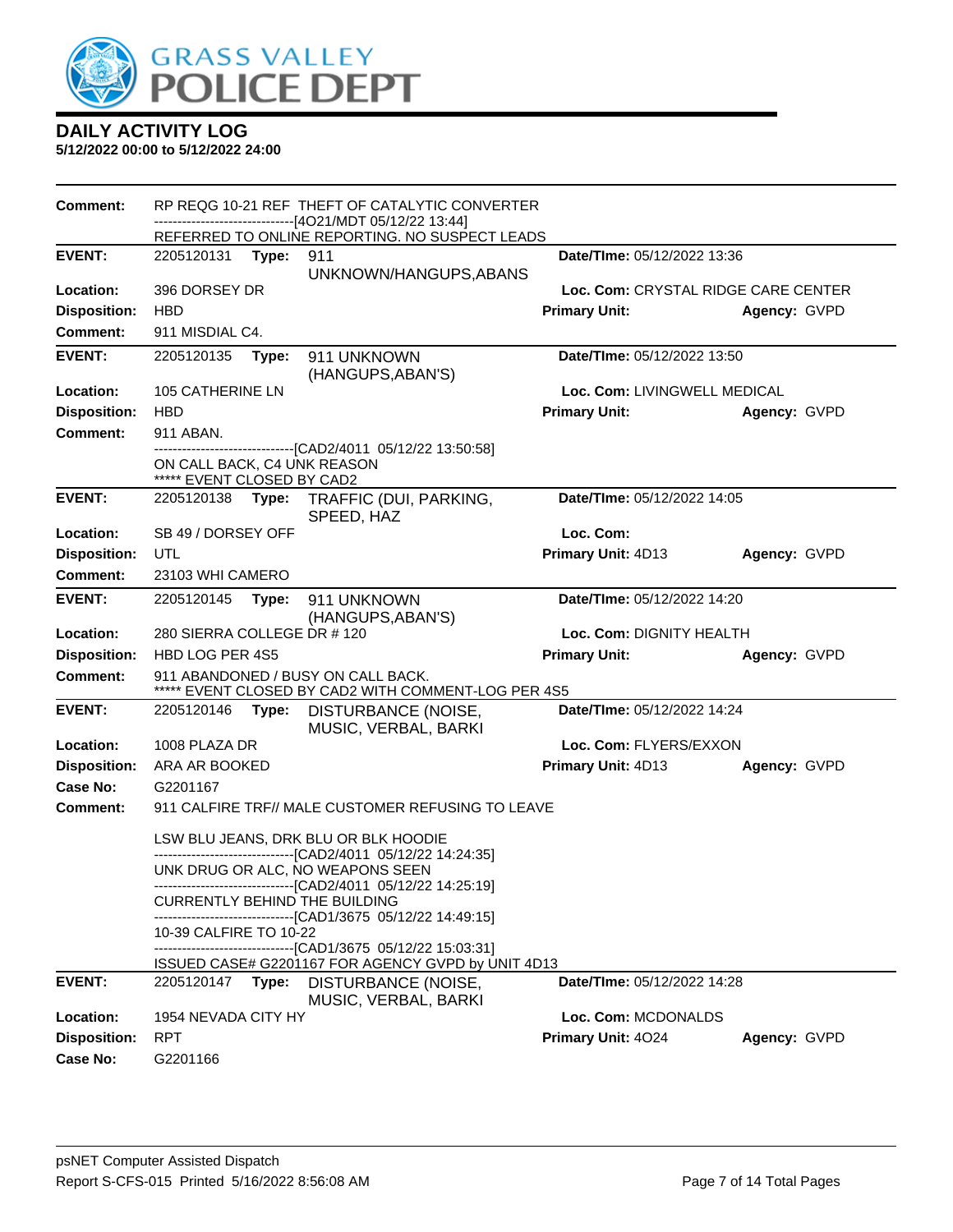# DAILY ACTIVITY LOG

**5/12/2022 00:00 to 5/12/2022 24:00**

**Comment:** RP REQG 10-21 REF THEFT OF CATALYTIC CONVERTER
------------------------------[4O21/MDT 05/12/22 13:44]
REFERRED TO ONLINE REPORTING. NO SUSPECT LEADS

---

**EVENT:** 2205120131 **Type:** 911 UNKNOWN/HANGUPS,ABANS **Date/TIme:** 05/12/2022 13:36
**Location:** 396 DORSEY DR **Loc. Com:** CRYSTAL RIDGE CARE CENTER
**Disposition:** HBD **Primary Unit:** **Agency:** GVPD
**Comment:** 911 MISDIAL C4.

---

**EVENT:** 2205120135 **Type:** 911 UNKNOWN (HANGUPS,ABAN'S) **Date/TIme:** 05/12/2022 13:50
**Location:** 105 CATHERINE LN **Loc. Com:** LIVINGWELL MEDICAL
**Disposition:** HBD **Primary Unit:** **Agency:** GVPD
**Comment:** 911 ABAN.
------------------------------[CAD2/4011 05/12/22 13:50:58]
ON CALL BACK, C4 UNK REASON
***** EVENT CLOSED BY CAD2

---

**EVENT:** 2205120138 **Type:** TRAFFIC (DUI, PARKING, SPEED, HAZ **Date/TIme:** 05/12/2022 14:05
**Location:** SB 49 / DORSEY OFF **Loc. Com:**
**Disposition:** UTL **Primary Unit:** 4D13 **Agency:** GVPD
**Comment:** 23103 WHI CAMERO

---

**EVENT:** 2205120145 **Type:** 911 UNKNOWN (HANGUPS,ABAN'S) **Date/TIme:** 05/12/2022 14:20
**Location:** 280 SIERRA COLLEGE DR # 120 **Loc. Com:** DIGNITY HEALTH
**Disposition:** HBD LOG PER 4S5 **Primary Unit:** **Agency:** GVPD
**Comment:** 911 ABANDONED / BUSY ON CALL BACK.
***** EVENT CLOSED BY CAD2 WITH COMMENT-LOG PER 4S5

---

**EVENT:** 2205120146 **Type:** DISTURBANCE (NOISE, MUSIC, VERBAL, BARKI **Date/TIme:** 05/12/2022 14:24
**Location:** 1008 PLAZA DR **Loc. Com:** FLYERS/EXXON
**Disposition:** ARA AR BOOKED **Primary Unit:** 4D13 **Agency:** GVPD
**Case No:** G2201167
**Comment:** 911 CALFIRE TRF// MALE CUSTOMER REFUSING TO LEAVE

LSW BLU JEANS, DRK BLU OR BLK HOODIE
------------------------------[CAD2/4011 05/12/22 14:24:35]
UNK DRUG OR ALC, NO WEAPONS SEEN
------------------------------[CAD2/4011 05/12/22 14:25:19]
CURRENTLY BEHIND THE BUILDING
------------------------------[CAD1/3675 05/12/22 14:49:15]
10-39 CALFIRE TO 10-22
------------------------------[CAD1/3675 05/12/22 15:03:31]
ISSUED CASE# G2201167 FOR AGENCY GVPD by UNIT 4D13

---

**EVENT:** 2205120147 **Type:** DISTURBANCE (NOISE, MUSIC, VERBAL, BARKI **Date/TIme:** 05/12/2022 14:28
**Location:** 1954 NEVADA CITY HY **Loc. Com:** MCDONALDS
**Disposition:** RPT **Primary Unit:** 4O24 **Agency:** GVPD
**Case No:** G2201166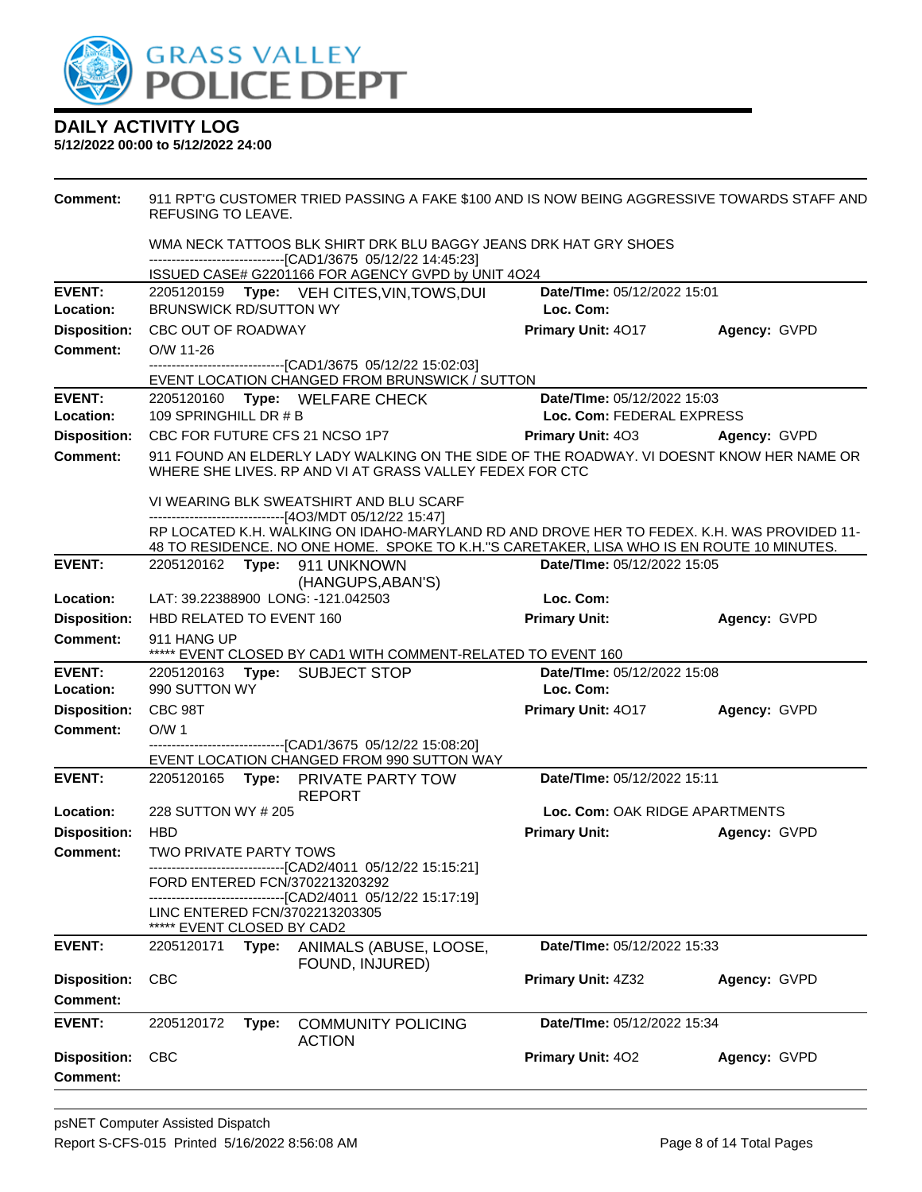## DAILY ACTIVITY LOG

**5/12/2022 00:00 to 5/12/2022 24:00**

**Comment:** 911 RPT'G CUSTOMER TRIED PASSING A FAKE $100 AND IS NOW BEING AGGRESSIVE TOWARDS STAFF AND REFUSING TO LEAVE.

WMA NECK TATTOOS BLK SHIRT DRK BLU BAGGY JEANS DRK HAT GRY SHOES
------------------------------[CAD1/3675 05/12/22 14:45:23]
ISSUED CASE# G2201166 FOR AGENCY GVPD by UNIT 4O24

---

| | | | |
|---|---|---|---|
| **EVENT:** | 2205120159 **Type:** VEH CITES,VIN,TOWS,DUI | **Date/TIme:** 05/12/2022 15:01 | |
| **Location:** | BRUNSWICK RD/SUTTON WY | **Loc. Com:** | |
| **Disposition:** | CBC OUT OF ROADWAY | **Primary Unit:** 4O17 | **Agency:** GVPD |

**Comment:** O/W 11-26
------------------------------[CAD1/3675 05/12/22 15:02:03]
EVENT LOCATION CHANGED FROM BRUNSWICK / SUTTON

---

| | | | |
|---|---|---|---|
| **EVENT:** | 2205120160 **Type:** WELFARE CHECK | **Date/TIme:** 05/12/2022 15:03 | |
| **Location:** | 109 SPRINGHILL DR # B | **Loc. Com:** FEDERAL EXPRESS | |
| **Disposition:** | CBC FOR FUTURE CFS 21 NCSO 1P7 | **Primary Unit:** 4O3 | **Agency:** GVPD |

**Comment:** 911 FOUND AN ELDERLY LADY WALKING ON THE SIDE OF THE ROADWAY. VI DOESNT KNOW HER NAME OR WHERE SHE LIVES. RP AND VI AT GRASS VALLEY FEDEX FOR CTC

VI WEARING BLK SWEATSHIRT AND BLU SCARF
------------------------------[4O3/MDT 05/12/22 15:47]
RP LOCATED K.H. WALKING ON IDAHO-MARYLAND RD AND DROVE HER TO FEDEX. K.H. WAS PROVIDED 11-48 TO RESIDENCE. NO ONE HOME. SPOKE TO K.H."S CARETAKER, LISA WHO IS EN ROUTE 10 MINUTES.

---

| | | | |
|---|---|---|---|
| **EVENT:** | 2205120162 **Type:** 911 UNKNOWN (HANGUPS,ABAN'S) | **Date/TIme:** 05/12/2022 15:05 | |
| **Location:** | LAT: 39.22388900 LONG: -121.042503 | **Loc. Com:** | |
| **Disposition:** | HBD RELATED TO EVENT 160 | **Primary Unit:** | **Agency:** GVPD |

**Comment:** 911 HANG UP
***** EVENT CLOSED BY CAD1 WITH COMMENT-RELATED TO EVENT 160

---

| | | | |
|---|---|---|---|
| **EVENT:** | 2205120163 **Type:** SUBJECT STOP | **Date/TIme:** 05/12/2022 15:08 | |
| **Location:** | 990 SUTTON WY | **Loc. Com:** | |
| **Disposition:** | CBC 98T | **Primary Unit:** 4O17 | **Agency:** GVPD |

**Comment:** O/W 1
------------------------------[CAD1/3675 05/12/22 15:08:20]
EVENT LOCATION CHANGED FROM 990 SUTTON WAY

---

| | | | |
|---|---|---|---|
| **EVENT:** | 2205120165 **Type:** PRIVATE PARTY TOW REPORT | **Date/TIme:** 05/12/2022 15:11 | |
| **Location:** | 228 SUTTON WY # 205 | **Loc. Com:** OAK RIDGE APARTMENTS | |
| **Disposition:** | HBD | **Primary Unit:** | **Agency:** GVPD |

**Comment:** TWO PRIVATE PARTY TOWS
------------------------------[CAD2/4011 05/12/22 15:15:21]
FORD ENTERED FCN/3702213203292
------------------------------[CAD2/4011 05/12/22 15:17:19]
LINC ENTERED FCN/3702213203305
***** EVENT CLOSED BY CAD2

---

| | | | |
|---|---|---|---|
| **EVENT:** | 2205120171 **Type:** ANIMALS (ABUSE, LOOSE, FOUND, INJURED) | **Date/TIme:** 05/12/2022 15:33 | |
| **Disposition:** | CBC | **Primary Unit:** 4Z32 | **Agency:** GVPD |

**Comment:**

---

| | | | |
|---|---|---|---|
| **EVENT:** | 2205120172 **Type:** COMMUNITY POLICING ACTION | **Date/TIme:** 05/12/2022 15:34 | |
| **Disposition:** | CBC | **Primary Unit:** 4O2 | **Agency:** GVPD |

**Comment:**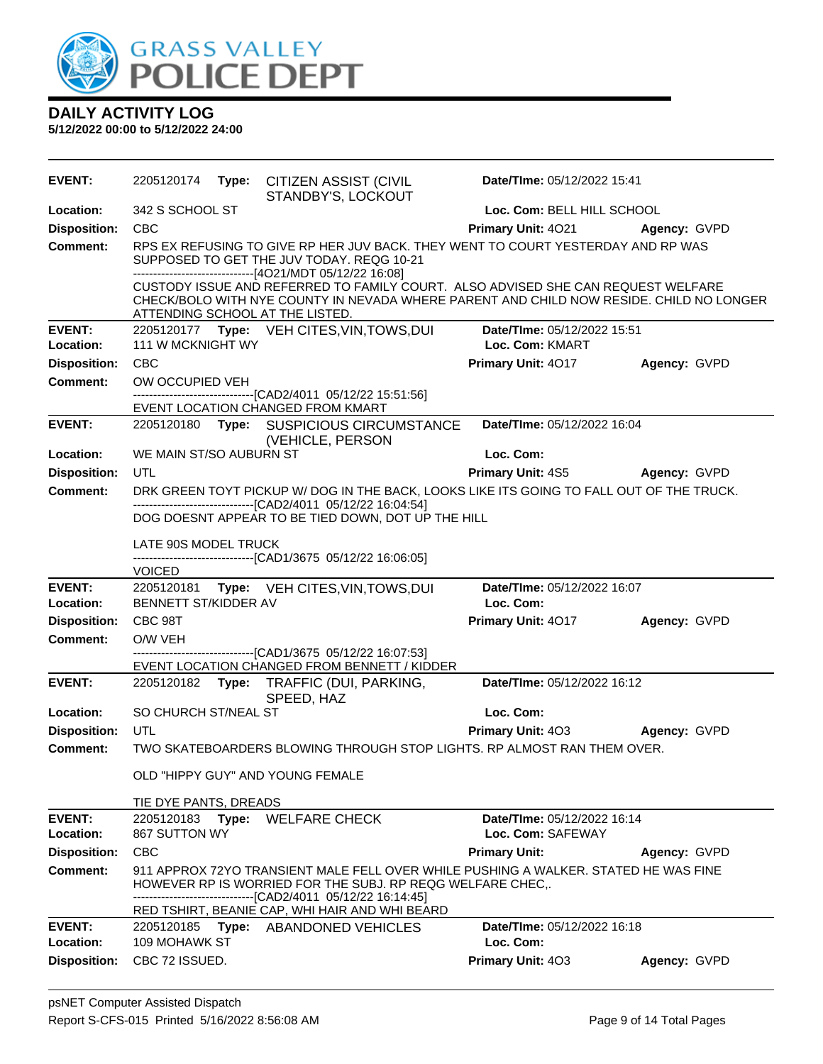# GRASS VALLEY POLICE DEPT

## DAILY ACTIVITY LOG

**5/12/2022 00:00 to 5/12/2022 24:00**

---

**EVENT:** 2205120174 **Type:** CITIZEN ASSIST (CIVIL STANDBY'S, LOCKOUT **Date/TIme:** 05/12/2022 15:41
**Location:** 342 S SCHOOL ST **Loc. Com:** BELL HILL SCHOOL
**Disposition:** CBC **Primary Unit:** 4O21 **Agency:** GVPD
**Comment:** RPS EX REFUSING TO GIVE RP HER JUV BACK. THEY WENT TO COURT YESTERDAY AND RP WAS SUPPOSED TO GET THE JUV TODAY. REQG 10-21
------------------------------[4O21/MDT 05/12/22 16:08]
CUSTODY ISSUE AND REFERRED TO FAMILY COURT. ALSO ADVISED SHE CAN REQUEST WELFARE CHECK/BOLO WITH NYE COUNTY IN NEVADA WHERE PARENT AND CHILD NOW RESIDE. CHILD NO LONGER ATTENDING SCHOOL AT THE LISTED.

---

**EVENT:** 2205120177 **Type:** VEH CITES,VIN,TOWS,DUI **Date/TIme:** 05/12/2022 15:51
**Location:** 111 W MCKNIGHT WY **Loc. Com:** KMART
**Disposition:** CBC **Primary Unit:** 4O17 **Agency:** GVPD
**Comment:** OW OCCUPIED VEH
------------------------------[CAD2/4011 05/12/22 15:51:56]
EVENT LOCATION CHANGED FROM KMART

---

**EVENT:** 2205120180 **Type:** SUSPICIOUS CIRCUMSTANCE (VEHICLE, PERSON **Date/TIme:** 05/12/2022 16:04
**Location:** WE MAIN ST/SO AUBURN ST **Loc. Com:**
**Disposition:** UTL **Primary Unit:** 4S5 **Agency:** GVPD
**Comment:** DRK GREEN TOYT PICKUP W/ DOG IN THE BACK, LOOKS LIKE ITS GOING TO FALL OUT OF THE TRUCK.
------------------------------[CAD2/4011 05/12/22 16:04:54]
DOG DOESNT APPEAR TO BE TIED DOWN, DOT UP THE HILL

LATE 90S MODEL TRUCK
------------------------------[CAD1/3675 05/12/22 16:06:05]
VOICED

---

**EVENT:** 2205120181 **Type:** VEH CITES,VIN,TOWS,DUI **Date/TIme:** 05/12/2022 16:07
**Location:** BENNETT ST/KIDDER AV **Loc. Com:**
**Disposition:** CBC 98T **Primary Unit:** 4O17 **Agency:** GVPD
**Comment:** O/W VEH
------------------------------[CAD1/3675 05/12/22 16:07:53]
EVENT LOCATION CHANGED FROM BENNETT / KIDDER

---

**EVENT:** 2205120182 **Type:** TRAFFIC (DUI, PARKING, SPEED, HAZ **Date/TIme:** 05/12/2022 16:12
**Location:** SO CHURCH ST/NEAL ST **Loc. Com:**
**Disposition:** UTL **Primary Unit:** 4O3 **Agency:** GVPD
**Comment:** TWO SKATEBOARDERS BLOWING THROUGH STOP LIGHTS. RP ALMOST RAN THEM OVER.

OLD "HIPPY GUY" AND YOUNG FEMALE

TIE DYE PANTS, DREADS

---

**EVENT:** 2205120183 **Type:** WELFARE CHECK **Date/TIme:** 05/12/2022 16:14
**Location:** 867 SUTTON WY **Loc. Com:** SAFEWAY
**Disposition:** CBC **Primary Unit:** **Agency:** GVPD
**Comment:** 911 APPROX 72YO TRANSIENT MALE FELL OVER WHILE PUSHING A WALKER. STATED HE WAS FINE HOWEVER RP IS WORRIED FOR THE SUBJ. RP REQG WELFARE CHEC,.
------------------------------[CAD2/4011 05/12/22 16:14:45]
RED TSHIRT, BEANIE CAP, WHI HAIR AND WHI BEARD

---

**EVENT:** 2205120185 **Type:** ABANDONED VEHICLES **Date/TIme:** 05/12/2022 16:18
**Location:** 109 MOHAWK ST **Loc. Com:**
**Disposition:** CBC 72 ISSUED. **Primary Unit:** 4O3 **Agency:** GVPD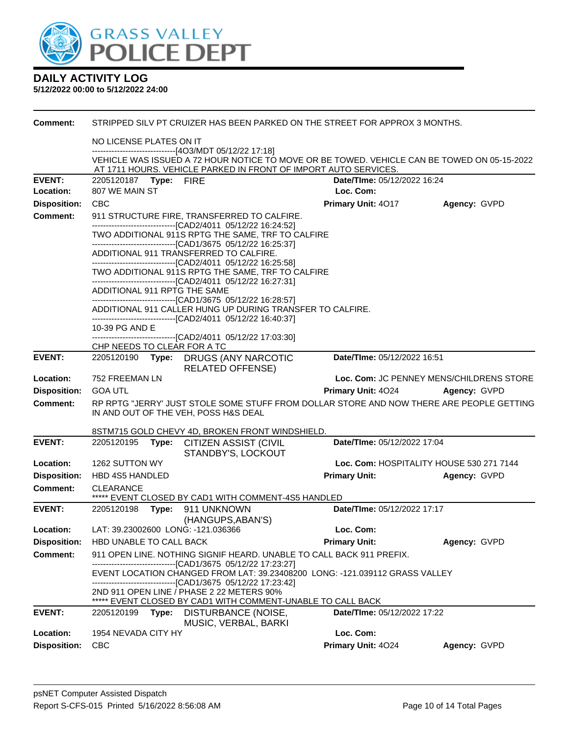# DAILY ACTIVITY LOG

**5/12/2022 00:00 to 5/12/2022 24:00**

**Comment:** STRIPPED SILV PT CRUIZER HAS BEEN PARKED ON THE STREET FOR APPROX 3 MONTHS.

NO LICENSE PLATES ON IT

------------------------------[4O3/MDT 05/12/22 17:18]

VEHICLE WAS ISSUED A 72 HOUR NOTICE TO MOVE OR BE TOWED. VEHICLE CAN BE TOWED ON 05-15-2022 AT 1711 HOURS. VEHICLE PARKED IN FRONT OF IMPORT AUTO SERVICES.

---

**EVENT:** 2205120187 **Type:** FIRE **Date/TIme:** 05/12/2022 16:24

**Location:** 807 WE MAIN ST **Loc. Com:**

**Disposition:** CBC **Primary Unit:** 4O17 **Agency:** GVPD

**Comment:** 911 STRUCTURE FIRE, TRANSFERRED TO CALFIRE.

------------------------------[CAD2/4011 05/12/22 16:24:52]

TWO ADDITIONAL 911S RPTG THE SAME, TRF TO CALFIRE

------------------------------[CAD1/3675 05/12/22 16:25:37]

ADDITIONAL 911 TRANSFERRED TO CALFIRE.

------------------------------[CAD2/4011 05/12/22 16:25:58]

TWO ADDITIONAL 911S RPTG THE SAME, TRF TO CALFIRE

------------------------------[CAD2/4011 05/12/22 16:27:31]

ADDITIONAL 911 RPTG THE SAME

------------------------------[CAD1/3675 05/12/22 16:28:57]

ADDITIONAL 911 CALLER HUNG UP DURING TRANSFER TO CALFIRE.

------------------------------[CAD2/4011 05/12/22 16:40:37]

10-39 PG AND E

------------------------------[CAD2/4011 05/12/22 17:03:30]

CHP NEEDS TO CLEAR FOR A TC

---

**EVENT:** 2205120190 **Type:** DRUGS (ANY NARCOTIC RELATED OFFENSE) **Date/TIme:** 05/12/2022 16:51

**Location:** 752 FREEMAN LN **Loc. Com:** JC PENNEY MENS/CHILDRENS STORE

**Disposition:** GOA UTL **Primary Unit:** 4O24 **Agency:** GVPD

**Comment:** RP RPTG "JERRY' JUST STOLE SOME STUFF FROM DOLLAR STORE AND NOW THERE ARE PEOPLE GETTING IN AND OUT OF THE VEH, POSS H&S DEAL

8STM715 GOLD CHEVY 4D, BROKEN FRONT WINDSHIELD.

---

**EVENT:** 2205120195 **Type:** CITIZEN ASSIST (CIVIL STANDBY'S, LOCKOUT **Date/TIme:** 05/12/2022 17:04

**Location:** 1262 SUTTON WY **Loc. Com:** HOSPITALITY HOUSE 530 271 7144

**Disposition:** HBD 4S5 HANDLED **Primary Unit:** **Agency:** GVPD

**Comment:** CLEARANCE

***** EVENT CLOSED BY CAD1 WITH COMMENT-4S5 HANDLED

---

**EVENT:** 2205120198 **Type:** 911 UNKNOWN (HANGUPS,ABAN'S) **Date/TIme:** 05/12/2022 17:17

**Location:** LAT: 39.23002600 LONG: -121.036366 **Loc. Com:**

**Disposition:** HBD UNABLE TO CALL BACK **Primary Unit:** **Agency:** GVPD

**Comment:** 911 OPEN LINE. NOTHING SIGNIF HEARD. UNABLE TO CALL BACK 911 PREFIX.

------------------------------[CAD1/3675 05/12/22 17:23:27]

EVENT LOCATION CHANGED FROM LAT: 39.23408200 LONG: -121.039112 GRASS VALLEY

------------------------------[CAD1/3675 05/12/22 17:23:42]

2ND 911 OPEN LINE / PHASE 2 22 METERS 90%

***** EVENT CLOSED BY CAD1 WITH COMMENT-UNABLE TO CALL BACK

---

**EVENT:** 2205120199 **Type:** DISTURBANCE (NOISE, MUSIC, VERBAL, BARKI **Date/TIme:** 05/12/2022 17:22

**Location:** 1954 NEVADA CITY HY **Loc. Com:**

**Disposition:** CBC **Primary Unit:** 4O24 **Agency:** GVPD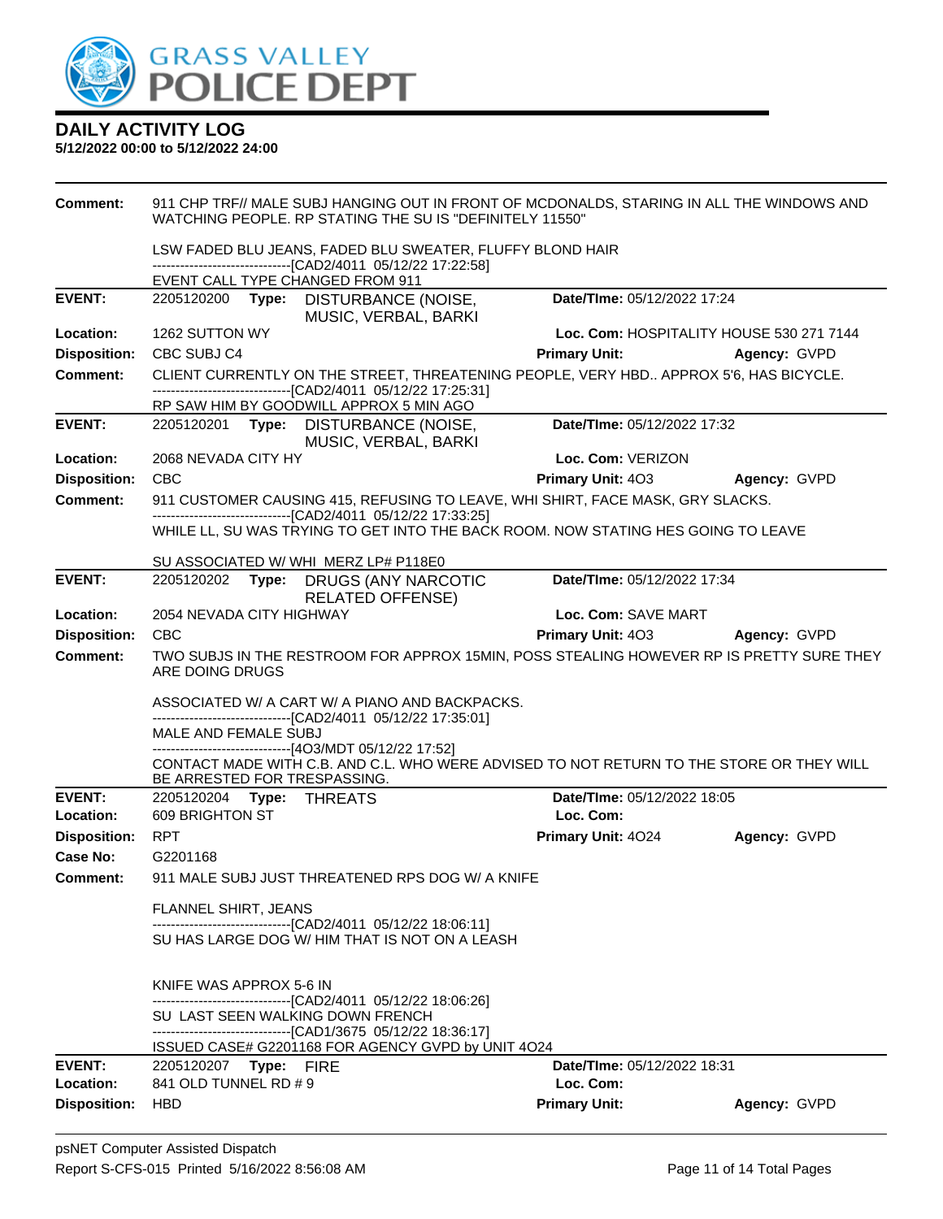# DAILY ACTIVITY LOG

**5/12/2022 00:00 to 5/12/2022 24:00**

**Comment:** 911 CHP TRF// MALE SUBJ HANGING OUT IN FRONT OF MCDONALDS, STARING IN ALL THE WINDOWS AND WATCHING PEOPLE. RP STATING THE SU IS "DEFINITELY 11550"

LSW FADED BLU JEANS, FADED BLU SWEATER, FLUFFY BLOND HAIR
------------------------------[CAD2/4011 05/12/22 17:22:58]
EVENT CALL TYPE CHANGED FROM 911

---

**EVENT:** 2205120200 **Type:** DISTURBANCE (NOISE, MUSIC, VERBAL, BARKI | **Date/TIme:** 05/12/2022 17:24
**Location:** 1262 SUTTON WY | **Loc. Com:** HOSPITALITY HOUSE 530 271 7144
**Disposition:** CBC SUBJ C4 | **Primary Unit:** | **Agency:** GVPD
**Comment:** CLIENT CURRENTLY ON THE STREET, THREATENING PEOPLE, VERY HBD.. APPROX 5'6, HAS BICYCLE.
------------------------------[CAD2/4011 05/12/22 17:25:31]
RP SAW HIM BY GOODWILL APPROX 5 MIN AGO

---

**EVENT:** 2205120201 **Type:** DISTURBANCE (NOISE, MUSIC, VERBAL, BARKI | **Date/TIme:** 05/12/2022 17:32
**Location:** 2068 NEVADA CITY HY | **Loc. Com:** VERIZON
**Disposition:** CBC | **Primary Unit:** 4O3 | **Agency:** GVPD
**Comment:** 911 CUSTOMER CAUSING 415, REFUSING TO LEAVE, WHI SHIRT, FACE MASK, GRY SLACKS.
------------------------------[CAD2/4011 05/12/22 17:33:25]
WHILE LL, SU WAS TRYING TO GET INTO THE BACK ROOM. NOW STATING HES GOING TO LEAVE

SU ASSOCIATED W/ WHI MERZ LP# P118E0

---

**EVENT:** 2205120202 **Type:** DRUGS (ANY NARCOTIC RELATED OFFENSE) | **Date/TIme:** 05/12/2022 17:34
**Location:** 2054 NEVADA CITY HIGHWAY | **Loc. Com:** SAVE MART
**Disposition:** CBC | **Primary Unit:** 4O3 | **Agency:** GVPD
**Comment:** TWO SUBJS IN THE RESTROOM FOR APPROX 15MIN, POSS STEALING HOWEVER RP IS PRETTY SURE THEY ARE DOING DRUGS

ASSOCIATED W/ A CART W/ A PIANO AND BACKPACKS.
------------------------------[CAD2/4011 05/12/22 17:35:01]
MALE AND FEMALE SUBJ
------------------------------[4O3/MDT 05/12/22 17:52]
CONTACT MADE WITH C.B. AND C.L. WHO WERE ADVISED TO NOT RETURN TO THE STORE OR THEY WILL BE ARRESTED FOR TRESPASSING.

---

**EVENT:** 2205120204 **Type:** THREATS | **Date/TIme:** 05/12/2022 18:05
**Location:** 609 BRIGHTON ST | **Loc. Com:**
**Disposition:** RPT | **Primary Unit:** 4O24 | **Agency:** GVPD
**Case No:** G2201168
**Comment:** 911 MALE SUBJ JUST THREATENED RPS DOG W/ A KNIFE

FLANNEL SHIRT, JEANS
------------------------------[CAD2/4011 05/12/22 18:06:11]
SU HAS LARGE DOG W/ HIM THAT IS NOT ON A LEASH

KNIFE WAS APPROX 5-6 IN
------------------------------[CAD2/4011 05/12/22 18:06:26]
SU LAST SEEN WALKING DOWN FRENCH
------------------------------[CAD1/3675 05/12/22 18:36:17]
ISSUED CASE# G2201168 FOR AGENCY GVPD by UNIT 4O24

---

**EVENT:** 2205120207 **Type:** FIRE | **Date/TIme:** 05/12/2022 18:31
**Location:** 841 OLD TUNNEL RD # 9 | **Loc. Com:**
**Disposition:** HBD | **Primary Unit:** | **Agency:** GVPD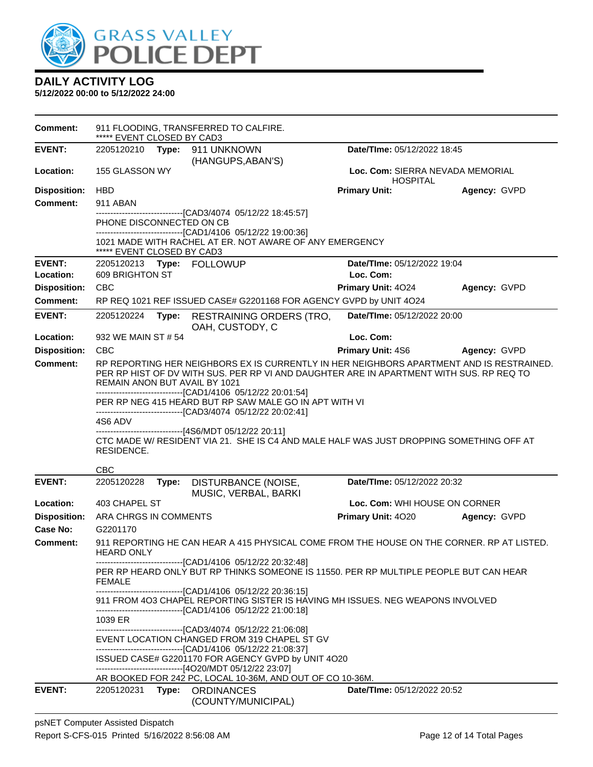# DAILY ACTIVITY LOG

**5/12/2022 00:00 to 5/12/2022 24:00**

**Comment:** 911 FLOODING, TRANSFERRED TO CALFIRE.
***** EVENT CLOSED BY CAD3

---

**EVENT:** 2205120210 **Type:** 911 UNKNOWN (HANGUPS,ABAN'S) **Date/TIme:** 05/12/2022 18:45
**Location:** 155 GLASSON WY **Loc. Com:** SIERRA NEVADA MEMORIAL HOSPITAL
**Disposition:** HBD **Primary Unit:** **Agency:** GVPD
**Comment:** 911 ABAN
------------------------------[CAD3/4074 05/12/22 18:45:57]
PHONE DISCONNECTED ON CB
------------------------------[CAD1/4106 05/12/22 19:00:36]
1021 MADE WITH RACHEL AT ER. NOT AWARE OF ANY EMERGENCY
***** EVENT CLOSED BY CAD3

---

**EVENT:** 2205120213 **Type:** FOLLOWUP **Date/TIme:** 05/12/2022 19:04
**Location:** 609 BRIGHTON ST **Loc. Com:**
**Disposition:** CBC **Primary Unit:** 4O24 **Agency:** GVPD
**Comment:** RP REQ 1021 REF ISSUED CASE# G2201168 FOR AGENCY GVPD by UNIT 4O24

---

**EVENT:** 2205120224 **Type:** RESTRAINING ORDERS (TRO, OAH, CUSTODY, C **Date/TIme:** 05/12/2022 20:00
**Location:** 932 WE MAIN ST # 54 **Loc. Com:**
**Disposition:** CBC **Primary Unit:** 4S6 **Agency:** GVPD
**Comment:** RP REPORTING HER NEIGHBORS EX IS CURRENTLY IN HER NEIGHBORS APARTMENT AND IS RESTRAINED. PER RP HIST OF DV WITH SUS. PER RP VI AND DAUGHTER ARE IN APARTMENT WITH SUS. RP REQ TO REMAIN ANON BUT AVAIL BY 1021
------------------------------[CAD1/4106 05/12/22 20:01:54]
PER RP NEG 415 HEARD BUT RP SAW MALE GO IN APT WITH VI
------------------------------[CAD3/4074 05/12/22 20:02:41]
4S6 ADV
------------------------------[4S6/MDT 05/12/22 20:11]
CTC MADE W/ RESIDENT VIA 21. SHE IS C4 AND MALE HALF WAS JUST DROPPING SOMETHING OFF AT RESIDENCE.

CBC

---

**EVENT:** 2205120228 **Type:** DISTURBANCE (NOISE, MUSIC, VERBAL, BARKI **Date/TIme:** 05/12/2022 20:32
**Location:** 403 CHAPEL ST **Loc. Com:** WHI HOUSE ON CORNER
**Disposition:** ARA CHRGS IN COMMENTS **Primary Unit:** 4O20 **Agency:** GVPD
**Case No:** G2201170
**Comment:** 911 REPORTING HE CAN HEAR A 415 PHYSICAL COME FROM THE HOUSE ON THE CORNER. RP AT LISTED. HEARD ONLY
------------------------------[CAD1/4106 05/12/22 20:32:48]
PER RP HEARD ONLY BUT RP THINKS SOMEONE IS 11550. PER RP MULTIPLE PEOPLE BUT CAN HEAR FEMALE
------------------------------[CAD1/4106 05/12/22 20:36:15]
911 FROM 4O3 CHAPEL REPORTING SISTER IS HAVING MH ISSUES. NEG WEAPONS INVOLVED
------------------------------[CAD1/4106 05/12/22 21:00:18]
1039 ER
------------------------------[CAD3/4074 05/12/22 21:06:08]
EVENT LOCATION CHANGED FROM 319 CHAPEL ST GV
------------------------------[CAD1/4106 05/12/22 21:08:37]
ISSUED CASE# G2201170 FOR AGENCY GVPD by UNIT 4O20
------------------------------[4O20/MDT 05/12/22 23:07]
AR BOOKED FOR 242 PC, LOCAL 10-36M, AND OUT OF CO 10-36M.

---

**EVENT:** 2205120231 **Type:** ORDINANCES (COUNTY/MUNICIPAL) **Date/TIme:** 05/12/2022 20:52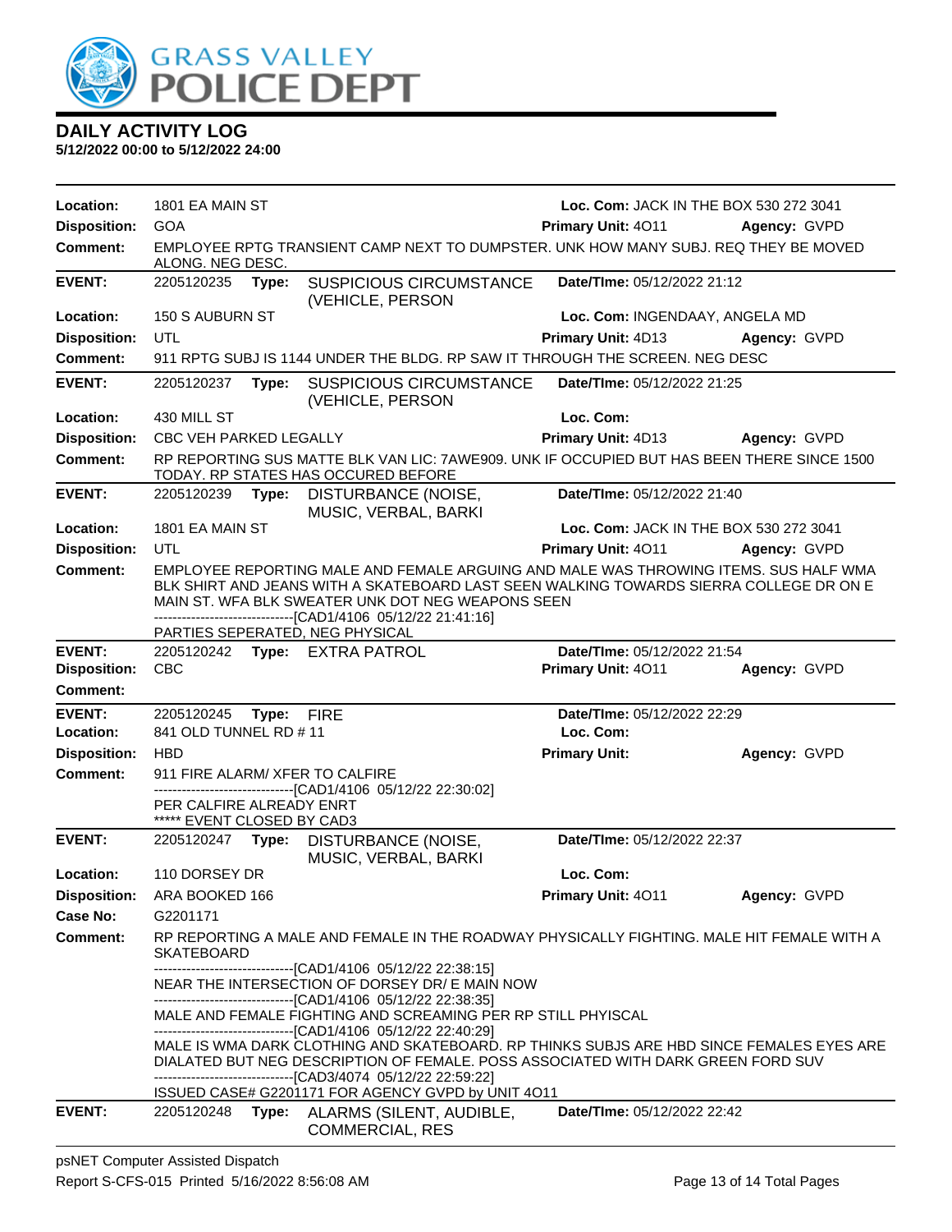# DAILY ACTIVITY LOG

**5/12/2022 00:00 to 5/12/2022 24:00**

**Location:** 1801 EA MAIN ST | **Loc. Com:** JACK IN THE BOX 530 272 3041
**Disposition:** GOA | **Primary Unit:** 4O11 | **Agency:** GVPD
**Comment:** EMPLOYEE RPTG TRANSIENT CAMP NEXT TO DUMPSTER. UNK HOW MANY SUBJ. REQ THEY BE MOVED ALONG. NEG DESC.

---

**EVENT:** 2205120235 **Type:** SUSPICIOUS CIRCUMSTANCE (VEHICLE, PERSON | **Date/TIme:** 05/12/2022 21:12
**Location:** 150 S AUBURN ST | **Loc. Com:** INGENDAAY, ANGELA MD
**Disposition:** UTL | **Primary Unit:** 4D13 | **Agency:** GVPD
**Comment:** 911 RPTG SUBJ IS 1144 UNDER THE BLDG. RP SAW IT THROUGH THE SCREEN. NEG DESC

---

**EVENT:** 2205120237 **Type:** SUSPICIOUS CIRCUMSTANCE (VEHICLE, PERSON | **Date/TIme:** 05/12/2022 21:25
**Location:** 430 MILL ST | **Loc. Com:**
**Disposition:** CBC VEH PARKED LEGALLY | **Primary Unit:** 4D13 | **Agency:** GVPD
**Comment:** RP REPORTING SUS MATTE BLK VAN LIC: 7AWE909. UNK IF OCCUPIED BUT HAS BEEN THERE SINCE 1500 TODAY. RP STATES HAS OCCURED BEFORE

---

**EVENT:** 2205120239 **Type:** DISTURBANCE (NOISE, MUSIC, VERBAL, BARKI | **Date/TIme:** 05/12/2022 21:40
**Location:** 1801 EA MAIN ST | **Loc. Com:** JACK IN THE BOX 530 272 3041
**Disposition:** UTL | **Primary Unit:** 4O11 | **Agency:** GVPD
**Comment:** EMPLOYEE REPORTING MALE AND FEMALE ARGUING AND MALE WAS THROWING ITEMS. SUS HALF WMA BLK SHIRT AND JEANS WITH A SKATEBOARD LAST SEEN WALKING TOWARDS SIERRA COLLEGE DR ON E MAIN ST. WFA BLK SWEATER UNK DOT NEG WEAPONS SEEN

------------------------------[CAD1/4106 05/12/22 21:41:16]

PARTIES SEPERATED, NEG PHYSICAL

---

**EVENT:** 2205120242 **Type:** EXTRA PATROL | **Date/TIme:** 05/12/2022 21:54
**Disposition:** CBC | **Primary Unit:** 4O11 | **Agency:** GVPD
**Comment:**

---

**EVENT:** 2205120245 **Type:** FIRE | **Date/TIme:** 05/12/2022 22:29
**Location:** 841 OLD TUNNEL RD # 11 | **Loc. Com:**
**Disposition:** HBD | **Primary Unit:** | **Agency:** GVPD
**Comment:** 911 FIRE ALARM/ XFER TO CALFIRE

------------------------------[CAD1/4106 05/12/22 22:30:02]

PER CALFIRE ALREADY ENRT

***** EVENT CLOSED BY CAD3

---

**EVENT:** 2205120247 **Type:** DISTURBANCE (NOISE, MUSIC, VERBAL, BARKI | **Date/TIme:** 05/12/2022 22:37
**Location:** 110 DORSEY DR | **Loc. Com:**
**Disposition:** ARA BOOKED 166 | **Primary Unit:** 4O11 | **Agency:** GVPD
**Case No:** G2201171
**Comment:** RP REPORTING A MALE AND FEMALE IN THE ROADWAY PHYSICALLY FIGHTING. MALE HIT FEMALE WITH A SKATEBOARD

------------------------------[CAD1/4106 05/12/22 22:38:15]

NEAR THE INTERSECTION OF DORSEY DR/ E MAIN NOW

------------------------------[CAD1/4106 05/12/22 22:38:35]

MALE AND FEMALE FIGHTING AND SCREAMING PER RP STILL PHYISCAL

------------------------------[CAD1/4106 05/12/22 22:40:29]

MALE IS WMA DARK CLOTHING AND SKATEBOARD. RP THINKS SUBJS ARE HBD SINCE FEMALES EYES ARE DIALATED BUT NEG DESCRIPTION OF FEMALE. POSS ASSOCIATED WITH DARK GREEN FORD SUV

------------------------------[CAD3/4074 05/12/22 22:59:22]

ISSUED CASE# G2201171 FOR AGENCY GVPD by UNIT 4O11

---

**EVENT:** 2205120248 **Type:** ALARMS (SILENT, AUDIBLE, COMMERCIAL, RES | **Date/TIme:** 05/12/2022 22:42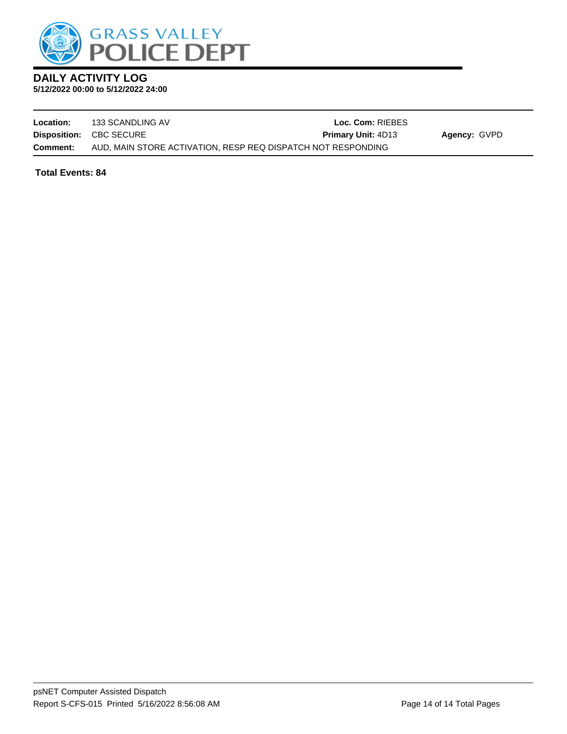# GRASS VALLEY POLICE DEPT

## DAILY ACTIVITY LOG

**5/12/2022 00:00 to 5/12/2022 24:00**

| | | | | |
|---|---|---|---|---|
| **Location:** | 133 SCANDLING AV | **Loc. Com:** RIEBES | | |
| **Disposition:** | CBC SECURE | **Primary Unit:** 4D13 | **Agency:** GVPD | |
| **Comment:** | AUD, MAIN STORE ACTIVATION, RESP REQ DISPATCH NOT RESPONDING | | | |

**Total Events: 84**

psNET Computer Assisted Dispatch

Report S-CFS-015 Printed 5/16/2022 8:56:08 AM